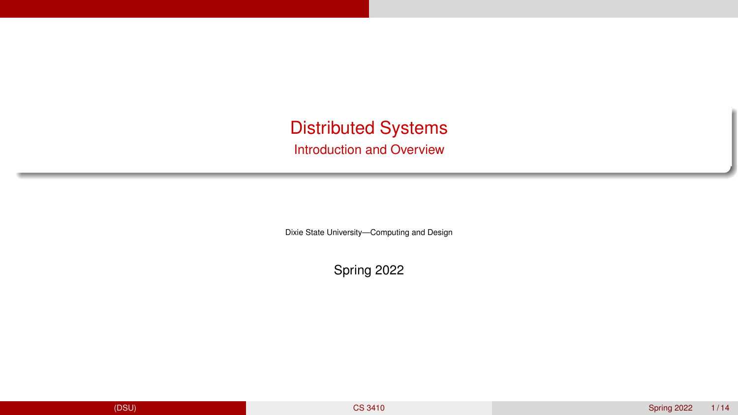# Distributed Systems

## Introduction and Overview

Dixie State University—Computing and Design

Spring 2022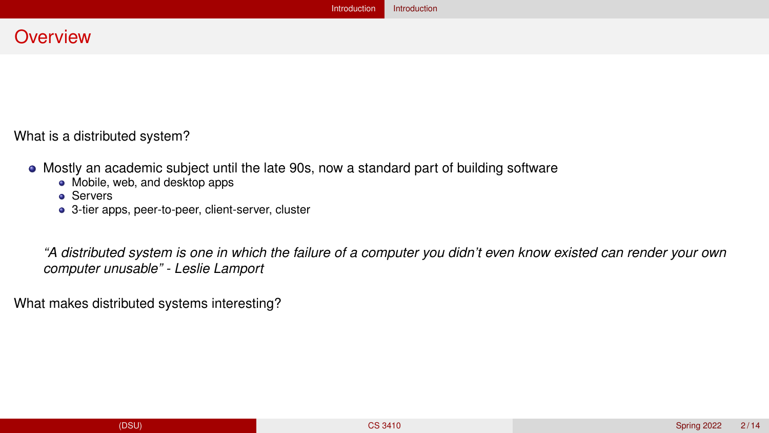# Overview

What is a distributed system?

- Mostly an academic subject until the late 90s, now a standard part of building software
  - Mobile, web, and desktop apps
  - Servers
  - 3-tier apps, peer-to-peer, client-server, cluster

*“A distributed system is one in which the failure of a computer you didn’t even know existed can render your own computer unusable” - Leslie Lamport*

What makes distributed systems interesting?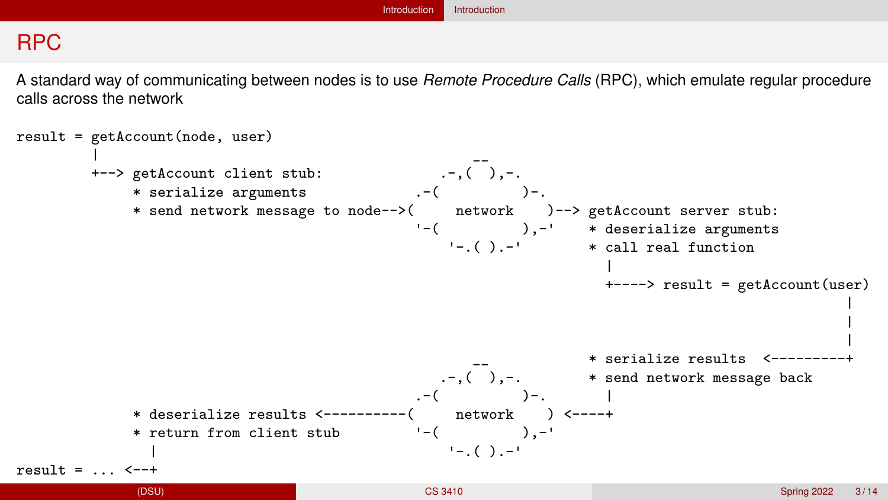## RPC

A standard way of communicating between nodes is to use *Remote Procedure Calls* (RPC), which emulate regular procedure calls across the network

```
result = getAccount(node, user)
         |                                               --
         +--> getAccount client stub:               .-,(  ),-.
              * serialize arguments              .-(          )-.
              * send network message to node-->(     network    )--> getAccount server stub:
                                                 '-(          ),-'    * deserialize arguments
                                                     '-.( ).-'        * call real function
                                                                        |
                                                                        +----> result = getAccount(user)
                                                                                                     |
                                                                                                     |
                                                                                                     |
                                                         --           * serialize results  <---------+
                                                    .-,(  ),-.        * send network message back
                                                 .-(          )-.       |
              * deserialize results <----------(     network    ) <----+
              * return from client stub          '-(          ),-'
                |                                    '-.( ).-'
result = ... <--+
```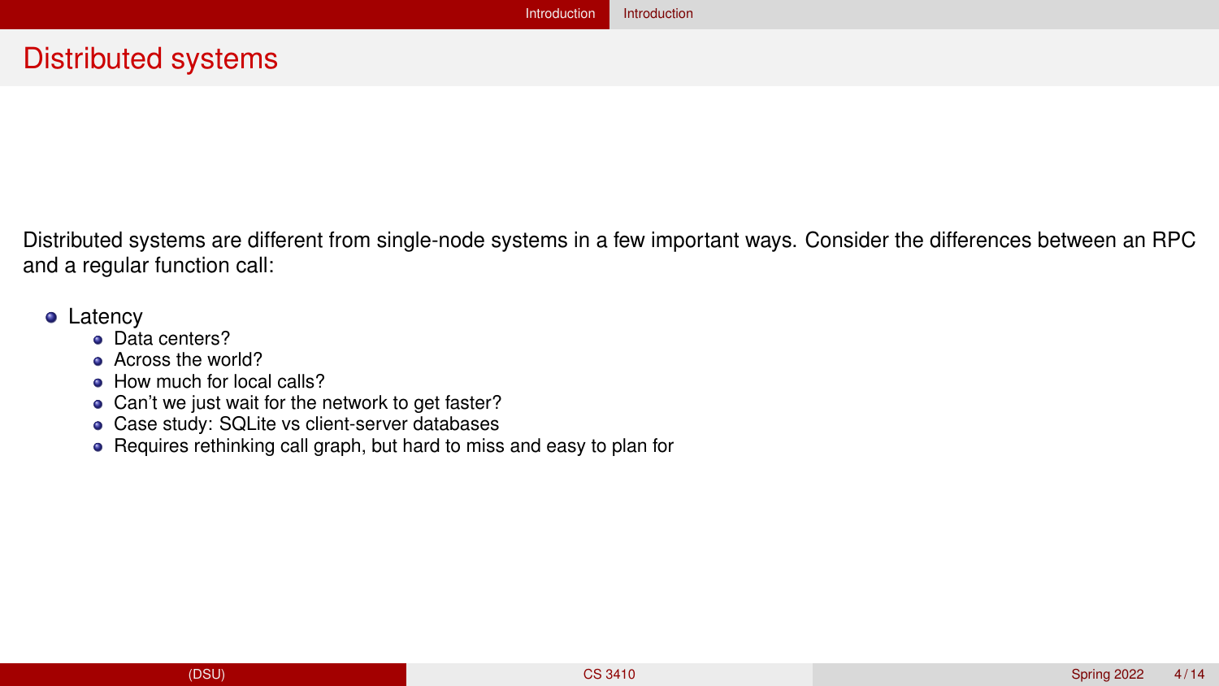# Distributed systems

Distributed systems are different from single-node systems in a few important ways. Consider the differences between an RPC and a regular function call:

- Latency
  - Data centers?
  - Across the world?
  - How much for local calls?
  - Can't we just wait for the network to get faster?
  - Case study: SQLite vs client-server databases
  - Requires rethinking call graph, but hard to miss and easy to plan for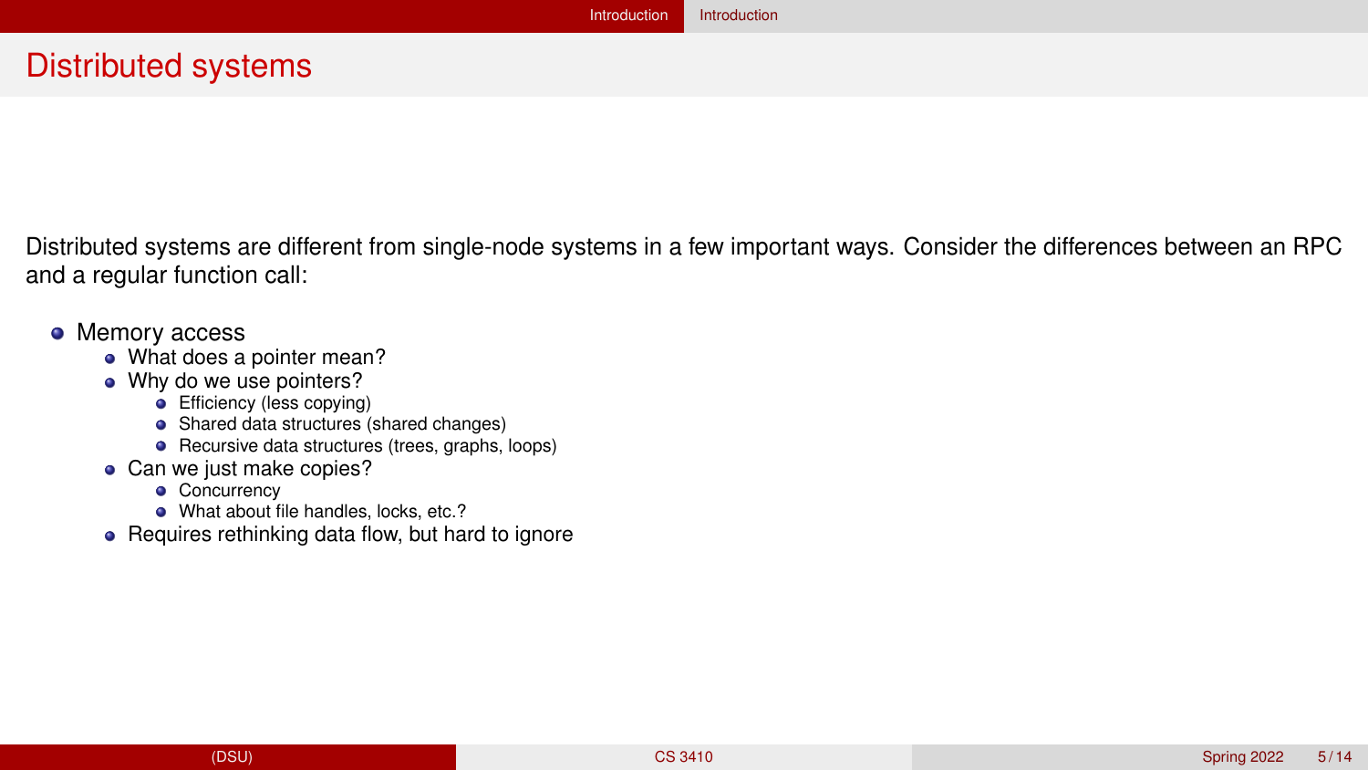# Distributed systems

Distributed systems are different from single-node systems in a few important ways. Consider the differences between an RPC and a regular function call:

- Memory access
  - What does a pointer mean?
  - Why do we use pointers?
    - Efficiency (less copying)
    - Shared data structures (shared changes)
    - Recursive data structures (trees, graphs, loops)
  - Can we just make copies?
    - Concurrency
    - What about file handles, locks, etc.?
  - Requires rethinking data flow, but hard to ignore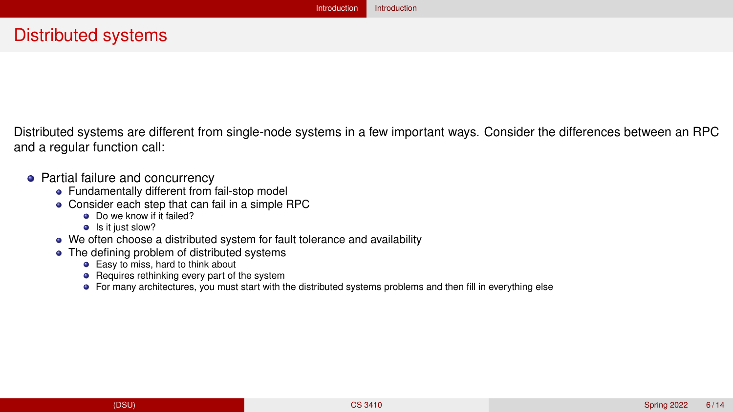# Distributed systems

Distributed systems are different from single-node systems in a few important ways. Consider the differences between an RPC and a regular function call:

- Partial failure and concurrency
  - Fundamentally different from fail-stop model
  - Consider each step that can fail in a simple RPC
    - Do we know if it failed?
    - Is it just slow?
  - We often choose a distributed system for fault tolerance and availability
  - The defining problem of distributed systems
    - Easy to miss, hard to think about
    - Requires rethinking every part of the system
    - For many architectures, you must start with the distributed systems problems and then fill in everything else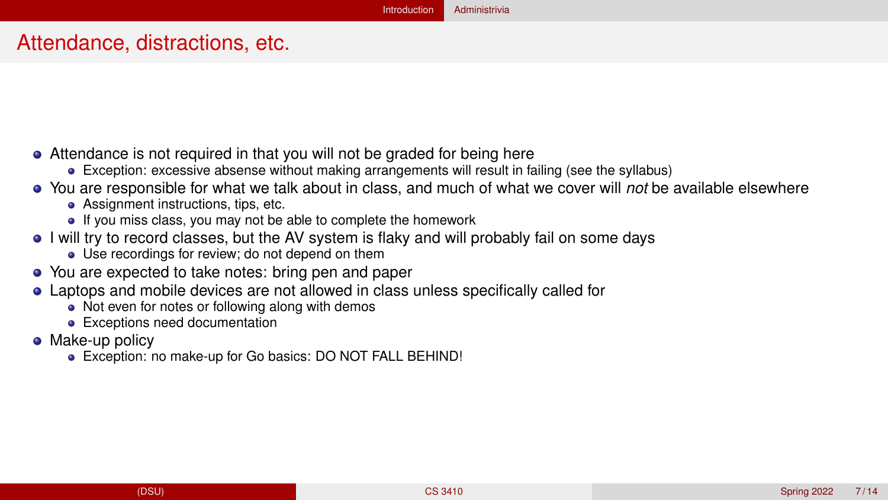# Attendance, distractions, etc.

- Attendance is not required in that you will not be graded for being here
  - Exception: excessive absense without making arrangements will result in failing (see the syllabus)
- You are responsible for what we talk about in class, and much of what we cover will *not* be available elsewhere
  - Assignment instructions, tips, etc.
  - If you miss class, you may not be able to complete the homework
- I will try to record classes, but the AV system is flaky and will probably fail on some days
  - Use recordings for review; do not depend on them
- You are expected to take notes: bring pen and paper
- Laptops and mobile devices are not allowed in class unless specifically called for
  - Not even for notes or following along with demos
  - Exceptions need documentation
- Make-up policy
  - Exception: no make-up for Go basics: DO NOT FALL BEHIND!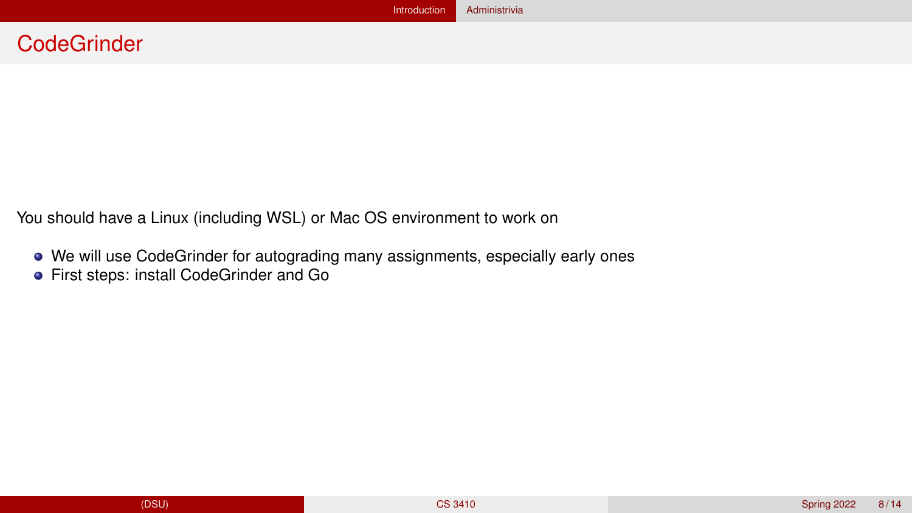# CodeGrinder

You should have a Linux (including WSL) or Mac OS environment to work on

- We will use CodeGrinder for autograding many assignments, especially early ones
- First steps: install CodeGrinder and Go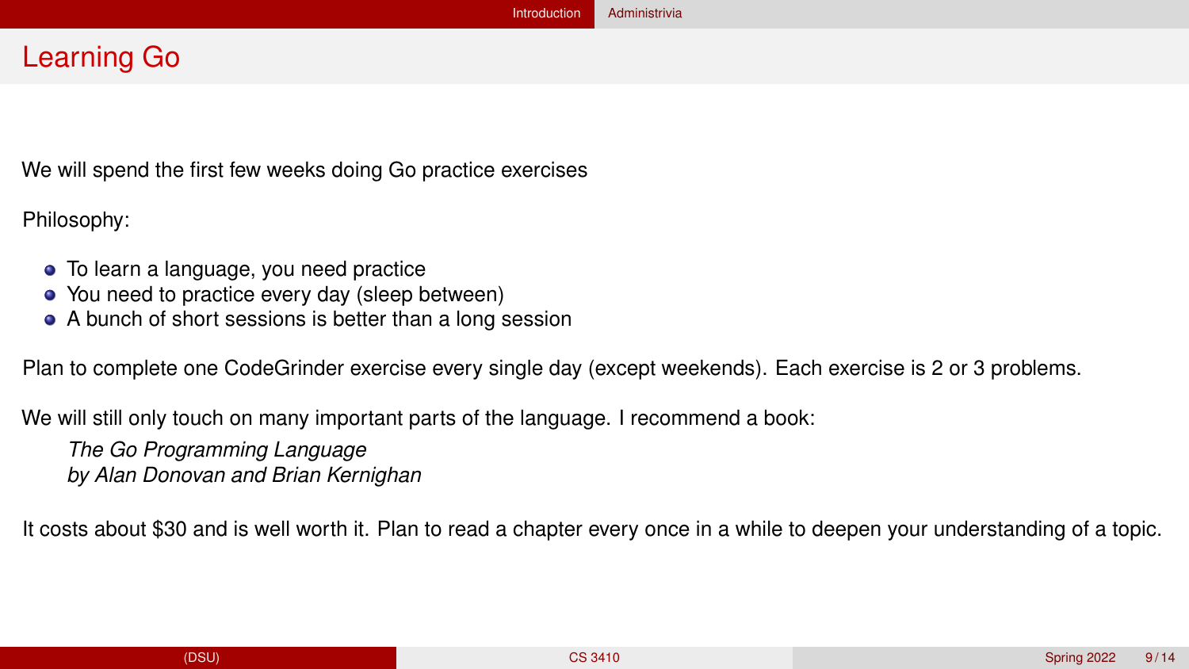# Learning Go

We will spend the first few weeks doing Go practice exercises

Philosophy:

- To learn a language, you need practice
- You need to practice every day (sleep between)
- A bunch of short sessions is better than a long session

Plan to complete one CodeGrinder exercise every single day (except weekends). Each exercise is 2 or 3 problems.

We will still only touch on many important parts of the language. I recommend a book:

> *The Go Programming Language*
> *by Alan Donovan and Brian Kernighan*

It costs about $30 and is well worth it. Plan to read a chapter every once in a while to deepen your understanding of a topic.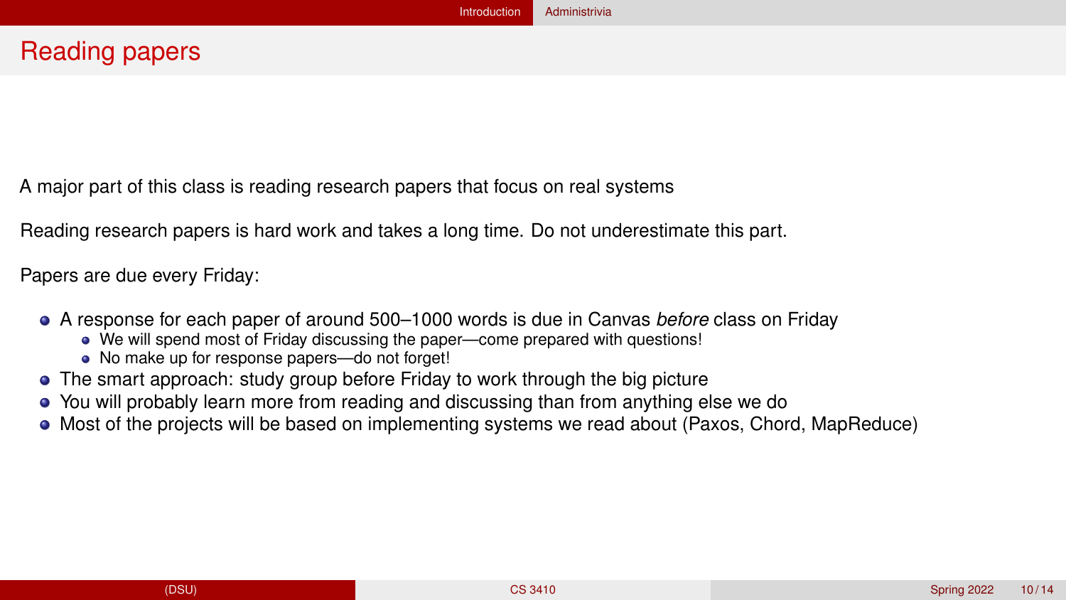# Reading papers

A major part of this class is reading research papers that focus on real systems

Reading research papers is hard work and takes a long time. Do not underestimate this part.

Papers are due every Friday:

- A response for each paper of around 500–1000 words is due in Canvas *before* class on Friday
  - We will spend most of Friday discussing the paper—come prepared with questions!
  - No make up for response papers—do not forget!
- The smart approach: study group before Friday to work through the big picture
- You will probably learn more from reading and discussing than from anything else we do
- Most of the projects will be based on implementing systems we read about (Paxos, Chord, MapReduce)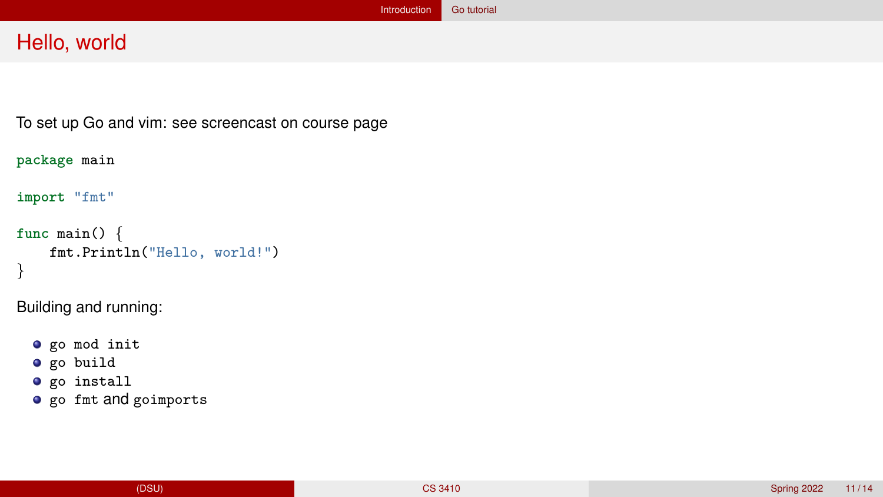# Hello, world

To set up Go and vim: see screencast on course page

```go
package main

import "fmt"

func main() {
    fmt.Println("Hello, world!")
}
```

Building and running:

- `go mod init`
- `go build`
- `go install`
- `go fmt` and `goimports`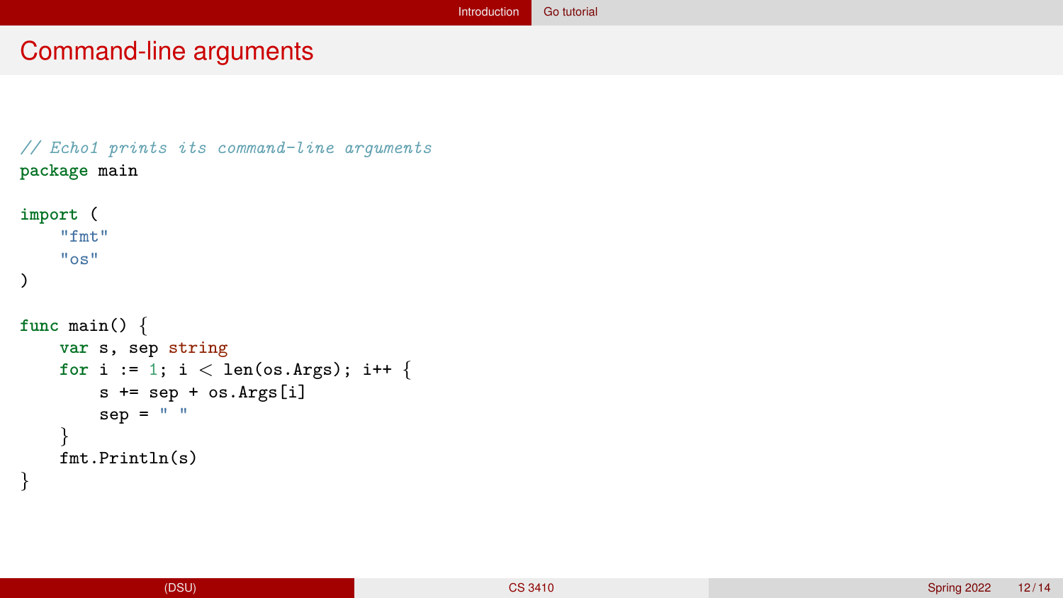# Command-line arguments

```go
// Echo1 prints its command-line arguments
package main

import (
    "fmt"
    "os"
)

func main() {
    var s, sep string
    for i := 1; i < len(os.Args); i++ {
        s += sep + os.Args[i]
        sep = " "
    }
    fmt.Println(s)
}
```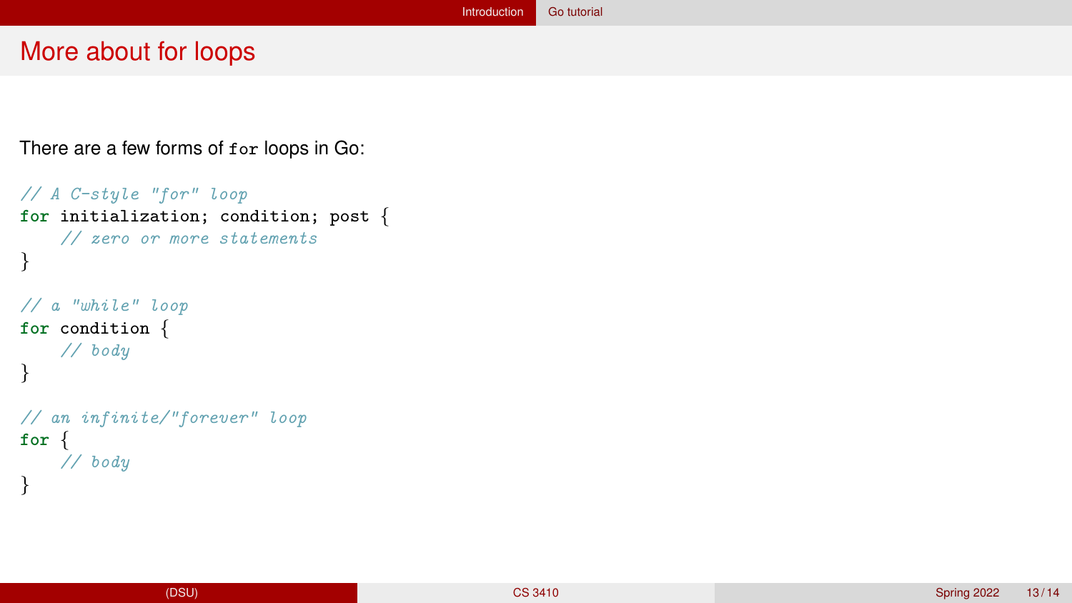# More about for loops

There are a few forms of `for` loops in Go:

```
// A C-style "for" loop
for initialization; condition; post {
    // zero or more statements
}

// a "while" loop
for condition {
    // body
}

// an infinite/"forever" loop
for {
    // body
}
```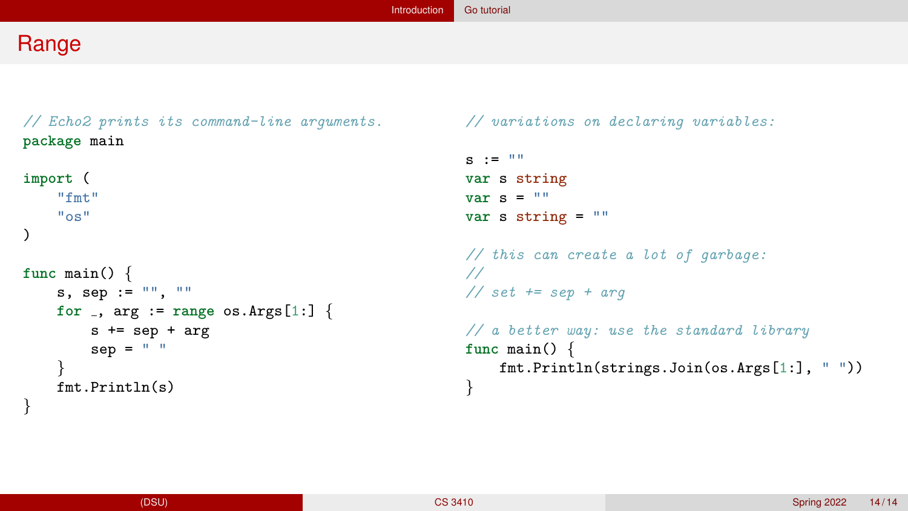# Range

```go
// Echo2 prints its command-line arguments.
package main

import (
    "fmt"
    "os"
)

func main() {
    s, sep := "", ""
    for _, arg := range os.Args[1:] {
        s += sep + arg
        sep = " "
    }
    fmt.Println(s)
}
```

```go
// variations on declaring variables:

s := ""
var s string
var s = ""
var s string = ""

// this can create a lot of garbage:
//
// set += sep + arg

// a better way: use the standard library
func main() {
    fmt.Println(strings.Join(os.Args[1:], " "))
}
```